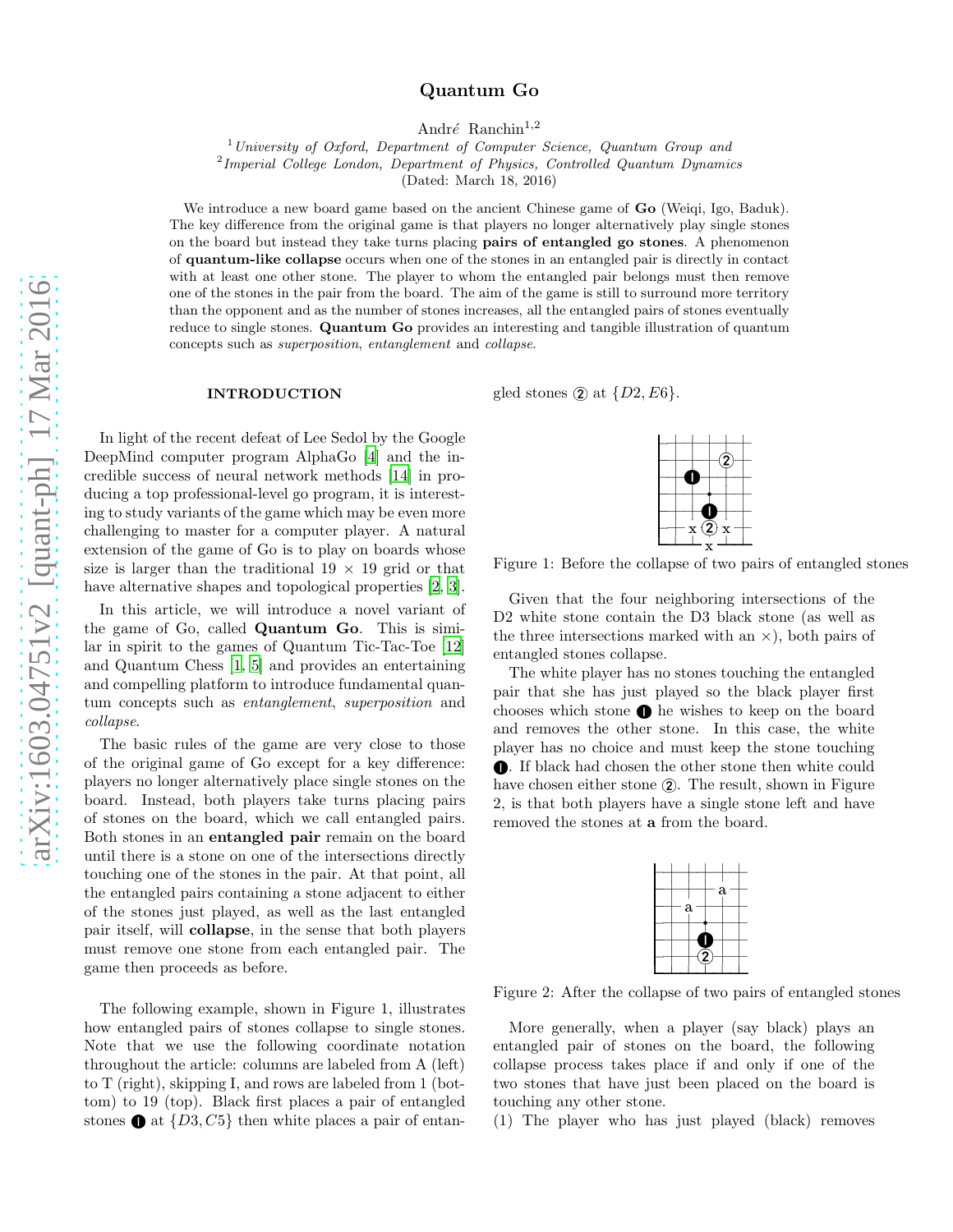# Quantum Go

André Ranchin[1,2]

[1] *University of Oxford, Department of Computer Science, Quantum Group and*
[2] *Imperial College London, Department of Physics, Controlled Quantum Dynamics*
(Dated: March 18, 2016)

We introduce a new board game based on the ancient Chinese game of **Go** (Weiqi, Igo, Baduk). The key difference from the original game is that players no longer alternatively play single stones on the board but instead they take turns placing **pairs of entangled go stones**. A phenomenon of **quantum-like collapse** occurs when one of the stones in an entangled pair is directly in contact with at least one other stone. The player to whom the entangled pair belongs must then remove one of the stones in the pair from the board. The aim of the game is still to surround more territory than the opponent and as the number of stones increases, all the entangled pairs of stones eventually reduce to single stones. **Quantum Go** provides an interesting and tangible illustration of quantum concepts such as *superposition*, *entanglement* and *collapse*.

## INTRODUCTION

In light of the recent defeat of Lee Sedol by the Google DeepMind computer program AlphaGo [4] and the incredible success of neural network methods [14] in producing a top professional-level go program, it is interesting to study variants of the game which may be even more challenging to master for a computer player. A natural extension of the game of Go is to play on boards whose size is larger than the traditional 19 × 19 grid or that have alternative shapes and topological properties [2, 3].

In this article, we will introduce a novel variant of the game of Go, called **Quantum Go**. This is similar in spirit to the games of Quantum Tic-Tac-Toe [12] and Quantum Chess [1, 5] and provides an entertaining and compelling platform to introduce fundamental quantum concepts such as *entanglement*, *superposition* and *collapse*.

The basic rules of the game are very close to those of the original game of Go except for a key difference: players no longer alternatively place single stones on the board. Instead, both players take turns placing pairs of stones on the board, which we call entangled pairs. Both stones in an **entangled pair** remain on the board until there is a stone on one of the intersections directly touching one of the stones in the pair. At that point, all the entangled pairs containing a stone adjacent to either of the stones just played, as well as the last entangled pair itself, will **collapse**, in the sense that both players must remove one stone from each entangled pair. The game then proceeds as before.

The following example, shown in Figure 1, illustrates how entangled pairs of stones collapse to single stones. Note that we use the following coordinate notation throughout the article: columns are labeled from A (left) to T (right), skipping I, and rows are labeled from 1 (bottom) to 19 (top). Black first places a pair of entangled stones ❶ at $\{D3, C5\}$ then white places a pair of entangled stones ② at $\{D2, E6\}$.

Figure 1: Before the collapse of two pairs of entangled stones

Given that the four neighboring intersections of the D2 white stone contain the D3 black stone (as well as the three intersections marked with an ×), both pairs of entangled stones collapse.

The white player has no stones touching the entangled pair that she has just played so the black player first chooses which stone ❶ he wishes to keep on the board and removes the other stone. In this case, the white player has no choice and must keep the stone touching ❶. If black had chosen the other stone then white could have chosen either stone ②. The result, shown in Figure 2, is that both players have a single stone left and have removed the stones at **a** from the board.

Figure 2: After the collapse of two pairs of entangled stones

More generally, when a player (say black) plays an entangled pair of stones on the board, the following collapse process takes place if and only if one of the two stones that have just been placed on the board is touching any other stone.

(1) The player who has just played (black) removes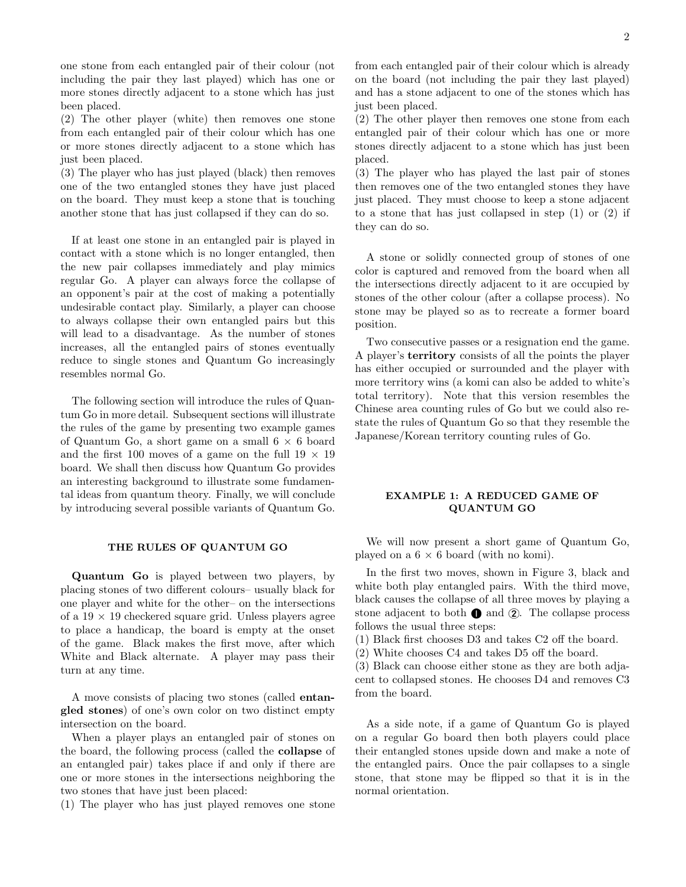one stone from each entangled pair of their colour (not including the pair they last played) which has one or more stones directly adjacent to a stone which has just been placed.
(2) The other player (white) then removes one stone from each entangled pair of their colour which has one or more stones directly adjacent to a stone which has just been placed.
(3) The player who has just played (black) then removes one of the two entangled stones they have just placed on the board. They must keep a stone that is touching another stone that has just collapsed if they can do so.

If at least one stone in an entangled pair is played in contact with a stone which is no longer entangled, then the new pair collapses immediately and play mimics regular Go. A player can always force the collapse of an opponent's pair at the cost of making a potentially undesirable contact play. Similarly, a player can choose to always collapse their own entangled pairs but this will lead to a disadvantage. As the number of stones increases, all the entangled pairs of stones eventually reduce to single stones and Quantum Go increasingly resembles normal Go.

The following section will introduce the rules of Quantum Go in more detail. Subsequent sections will illustrate the rules of the game by presenting two example games of Quantum Go, a short game on a small 6 × 6 board and the first 100 moves of a game on the full 19 × 19 board. We shall then discuss how Quantum Go provides an interesting background to illustrate some fundamental ideas from quantum theory. Finally, we will conclude by introducing several possible variants of Quantum Go.

## THE RULES OF QUANTUM GO

**Quantum Go** is played between two players, by placing stones of two different colours– usually black for one player and white for the other– on the intersections of a 19 × 19 checkered square grid. Unless players agree to place a handicap, the board is empty at the onset of the game. Black makes the first move, after which White and Black alternate. A player may pass their turn at any time.

A move consists of placing two stones (called **entangled stones**) of one's own color on two distinct empty intersection on the board.

When a player plays an entangled pair of stones on the board, the following process (called the **collapse** of an entangled pair) takes place if and only if there are one or more stones in the intersections neighboring the two stones that have just been placed:
(1) The player who has just played removes one stone from each entangled pair of their colour which is already on the board (not including the pair they last played) and has a stone adjacent to one of the stones which has just been placed.
(2) The other player then removes one stone from each entangled pair of their colour which has one or more stones directly adjacent to a stone which has just been placed.
(3) The player who has played the last pair of stones then removes one of the two entangled stones they have just placed. They must choose to keep a stone adjacent to a stone that has just collapsed in step (1) or (2) if they can do so.

A stone or solidly connected group of stones of one color is captured and removed from the board when all the intersections directly adjacent to it are occupied by stones of the other colour (after a collapse process). No stone may be played so as to recreate a former board position.

Two consecutive passes or a resignation end the game. A player's **territory** consists of all the points the player has either occupied or surrounded and the player with more territory wins (a komi can also be added to white's total territory). Note that this version resembles the Chinese area counting rules of Go but we could also restate the rules of Quantum Go so that they resemble the Japanese/Korean territory counting rules of Go.

## EXAMPLE 1: A REDUCED GAME OF QUANTUM GO

We will now present a short game of Quantum Go, played on a 6 × 6 board (with no komi).

In the first two moves, shown in Figure 3, black and white both play entangled pairs. With the third move, black causes the collapse of all three moves by playing a stone adjacent to both ❶ and ②. The collapse process follows the usual three steps:
(1) Black first chooses D3 and takes C2 off the board.
(2) White chooses C4 and takes D5 off the board.
(3) Black can choose either stone as they are both adjacent to collapsed stones. He chooses D4 and removes C3 from the board.

As a side note, if a game of Quantum Go is played on a regular Go board then both players could place their entangled stones upside down and make a note of the entangled pairs. Once the pair collapses to a single stone, that stone may be flipped so that it is in the normal orientation.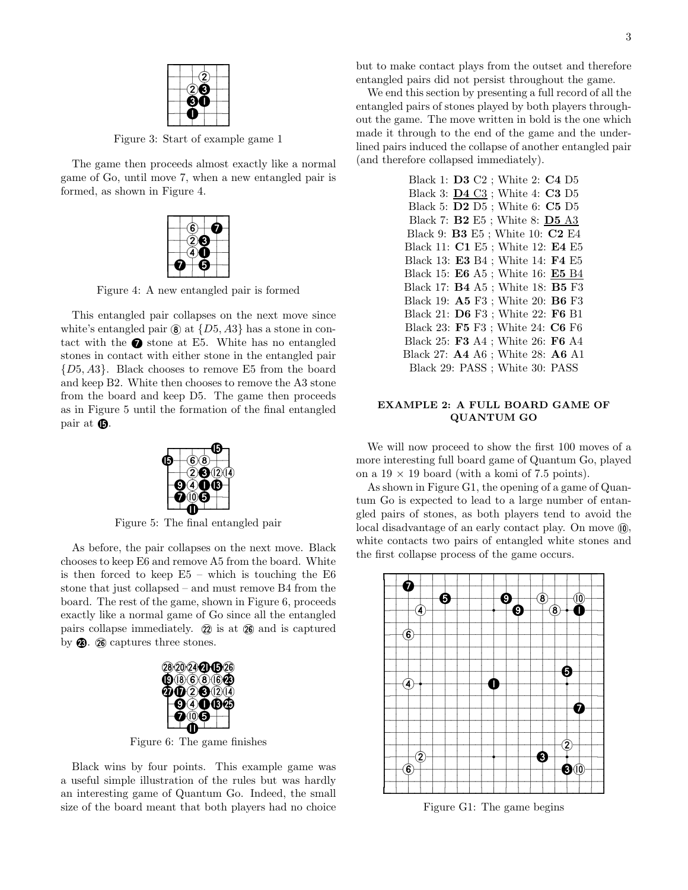Figure 3: Start of example game 1

The game then proceeds almost exactly like a normal game of Go, until move 7, when a new entangled pair is formed, as shown in Figure 4.

Figure 4: A new entangled pair is formed

This entangled pair collapses on the next move since white's entangled pair ⑧ at $\{D5, A3\}$ has a stone in contact with the ❼ stone at E5. White has no entangled stones in contact with either stone in the entangled pair $\{D5, A3\}$. Black chooses to remove E5 from the board and keep B2. White then chooses to remove the A3 stone from the board and keep D5. The game then proceeds as in Figure 5 until the formation of the final entangled pair at ⓯.

Figure 5: The final entangled pair

As before, the pair collapses on the next move. Black chooses to keep E6 and remove A5 from the board. White is then forced to keep E5 – which is touching the E6 stone that just collapsed – and must remove B4 from the board. The rest of the game, shown in Figure 6, proceeds exactly like a normal game of Go since all the entangled pairs collapse immediately. ㉒ is at ㉖ and is captured by ㉓. ㉖ captures three stones.

Figure 6: The game finishes

Black wins by four points. This example game was a useful simple illustration of the rules but was hardly an interesting game of Quantum Go. Indeed, the small size of the board meant that both players had no choice but to make contact plays from the outset and therefore entangled pairs did not persist throughout the game.

We end this section by presenting a full record of all the entangled pairs of stones played by both players throughout the game. The move written in bold is the one which made it through to the end of the game and the underlined pairs induced the collapse of another entangled pair (and therefore collapsed immediately).

Black 1: **D3** C2 ; White 2: **C4** D5
Black 3: <u>**D4** C3</u> ; White 4: **C3** D5
Black 5: **D2** D5 ; White 6: **C5** D5
Black 7: **B2** E5 ; White 8: <u>**D5** A3</u>
Black 9: **B3** E5 ; White 10: **C2** E4
Black 11: **C1** E5 ; White 12: **E4** E5
Black 13: **E3** B4 ; White 14: **F4** E5
Black 15: **E6** A5 ; White 16: <u>**E5** B4</u>
Black 17: **B4** A5 ; White 18: **B5** F3
Black 19: **A5** F3 ; White 20: **B6** F3
Black 21: **D6** F3 ; White 22: **F6** B1
Black 23: **F5** F3 ; White 24: **C6** F6
Black 25: **F3** A4 ; White 26: **F6** A4
Black 27: **A4** A6 ; White 28: **A6** A1
Black 29: PASS ; White 30: PASS

## EXAMPLE 2: A FULL BOARD GAME OF QUANTUM GO

We will now proceed to show the first 100 moves of a more interesting full board game of Quantum Go, played on a 19 × 19 board (with a komi of 7.5 points).

As shown in Figure G1, the opening of a game of Quantum Go is expected to lead to a large number of entangled pairs of stones, as both players tend to avoid the local disadvantage of an early contact play. On move ⑩, white contacts two pairs of entangled white stones and the first collapse process of the game occurs.

Figure G1: The game begins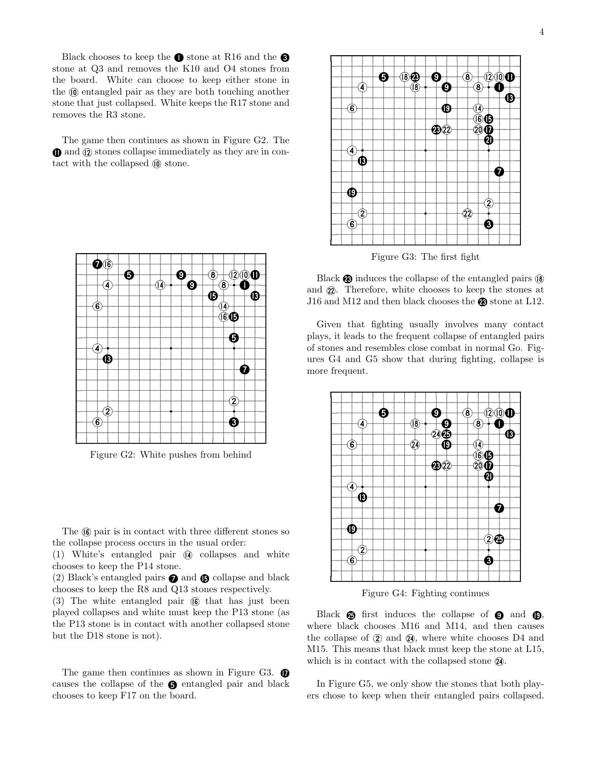Black chooses to keep the ❶ stone at R16 and the ❸ stone at Q3 and removes the K10 and O4 stones from the board. White can choose to keep either stone in the ⑩ entangled pair as they are both touching another stone that just collapsed. White keeps the R17 stone and removes the R3 stone.

The game then continues as shown in Figure G2. The ⓫ and ⑫ stones collapse immediately as they are in contact with the collapsed ⑩ stone.

Figure G2: White pushes from behind

The ⑯ pair is in contact with three different stones so the collapse process occurs in the usual order:
(1) White's entangled pair ⑭ collapses and white chooses to keep the P14 stone.
(2) Black's entangled pairs ❼ and ⓯ collapse and black chooses to keep the R8 and Q13 stones respectively.
(3) The white entangled pair ⑯ that has just been played collapses and white must keep the P13 stone (as the P13 stone is in contact with another collapsed stone but the D18 stone is not).

The game then continues as shown in Figure G3. ⓱ causes the collapse of the ❺ entangled pair and black chooses to keep F17 on the board.

Figure G3: The first fight

Black ㉓ induces the collapse of the entangled pairs ⑱ and ㉒. Therefore, white chooses to keep the stones at J16 and M12 and then black chooses the ㉓ stone at L12.

Given that fighting usually involves many contact plays, it leads to the frequent collapse of entangled pairs of stones and resembles close combat in normal Go. Figures G4 and G5 show that during fighting, collapse is more frequent.

Figure G4: Fighting continues

Black ㉕ first induces the collapse of ❾ and ⓳, where black chooses M16 and M14, and then causes the collapse of ② and ㉔, where white chooses D4 and M15. This means that black must keep the stone at L15, which is in contact with the collapsed stone ㉔.

In Figure G5, we only show the stones that both players chose to keep when their entangled pairs collapsed.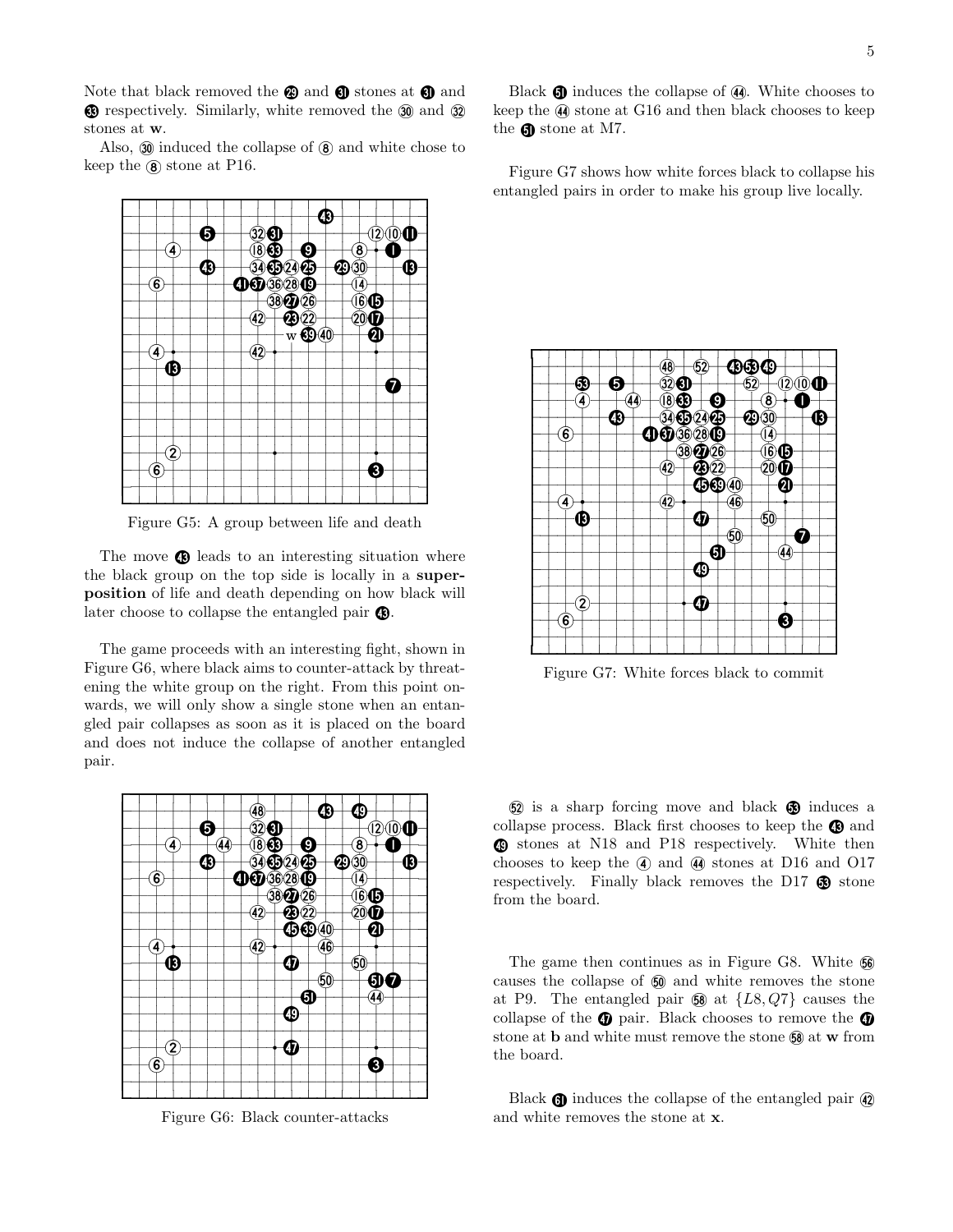Note that black removed the 29 and 31 stones at 31 and 33 respectively. Similarly, white removed the 30 and 32 stones at **w**.

Also, 30 induced the collapse of 8 and white chose to keep the 8 stone at P16.

Figure G5: A group between life and death

The move 43 leads to an interesting situation where the black group on the top side is locally in a **superposition** of life and death depending on how black will later choose to collapse the entangled pair 43.

The game proceeds with an interesting fight, shown in Figure G6, where black aims to counter-attack by threatening the white group on the right. From this point onwards, we will only show a single stone when an entangled pair collapses as soon as it is placed on the board and does not induce the collapse of another entangled pair.

Figure G6: Black counter-attacks

Black 51 induces the collapse of 44. White chooses to keep the 44 stone at G16 and then black chooses to keep the 51 stone at M7.

Figure G7 shows how white forces black to collapse his entangled pairs in order to make his group live locally.

Figure G7: White forces black to commit

52 is a sharp forcing move and black 53 induces a collapse process. Black first chooses to keep the 43 and 49 stones at N18 and P18 respectively. White then chooses to keep the 4 and 44 stones at D16 and O17 respectively. Finally black removes the D17 53 stone from the board.

The game then continues as in Figure G8. White 56 causes the collapse of 50 and white removes the stone at P9. The entangled pair 58 at $\{L8, Q7\}$ causes the collapse of the 47 pair. Black chooses to remove the 47 stone at **b** and white must remove the stone 58 at **w** from the board.

Black 61 induces the collapse of the entangled pair 42 and white removes the stone at **x**.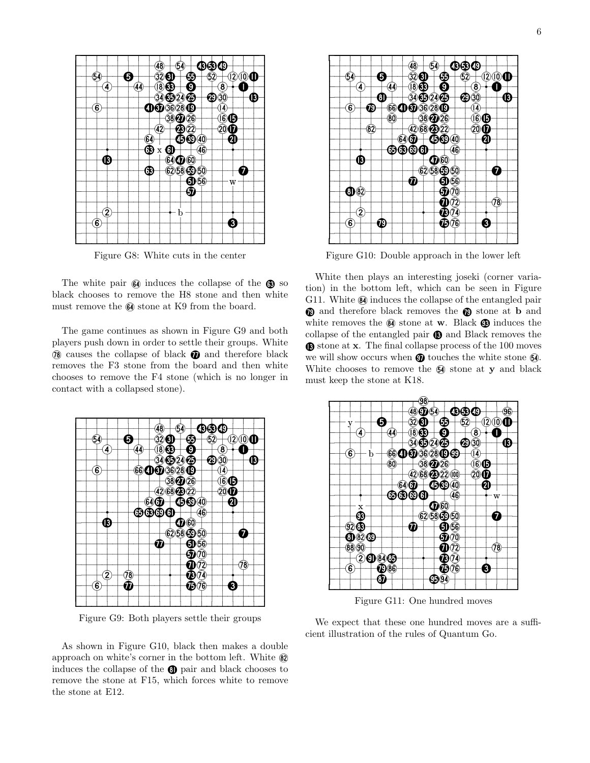Figure G8: White cuts in the center

The white pair 64 induces the collapse of the 63 so black chooses to remove the H8 stone and then white must remove the 64 stone at K9 from the board.

The game continues as shown in Figure G9 and both players push down in order to settle their groups. White 78 causes the collapse of black 77 and therefore black removes the F3 stone from the board and then white chooses to remove the F4 stone (which is no longer in contact with a collapsed stone).

Figure G9: Both players settle their groups

As shown in Figure G10, black then makes a double approach on white's corner in the bottom left. White 82 induces the collapse of the 81 pair and black chooses to remove the stone at F15, which forces white to remove the stone at E12.

Figure G10: Double approach in the lower left

White then plays an interesting joseki (corner variation) in the bottom left, which can be seen in Figure G11. White 84 induces the collapse of the entangled pair 79 and therefore black removes the 79 stone at **b** and white removes the 84 stone at **w**. Black 93 induces the collapse of the entangled pair 13 and Black removes the 13 stone at **x**. The final collapse process of the 100 moves we will show occurs when 97 touches the white stone 54. White chooses to remove the 54 stone at **y** and black must keep the stone at K18.

Figure G11: One hundred moves

We expect that these one hundred moves are a sufficient illustration of the rules of Quantum Go.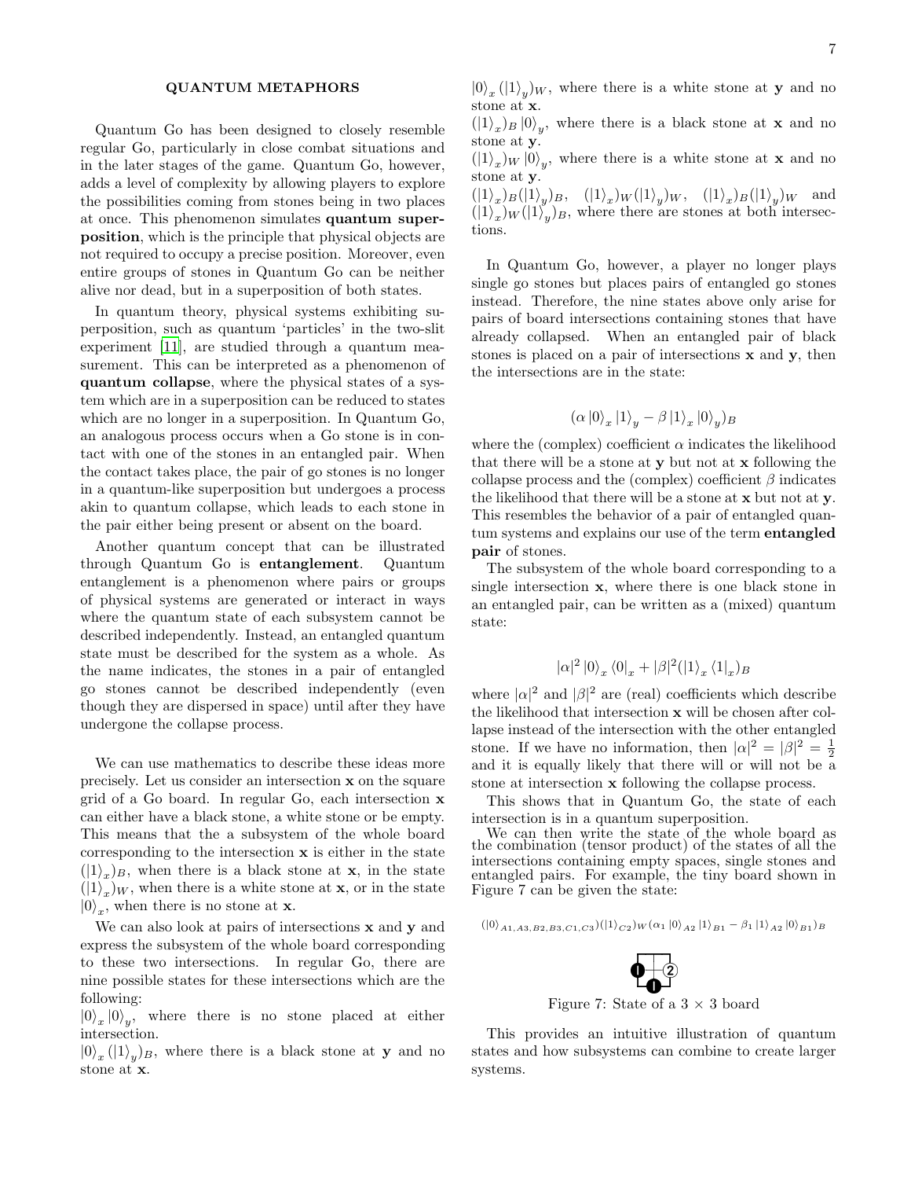## QUANTUM METAPHORS

Quantum Go has been designed to closely resemble regular Go, particularly in close combat situations and in the later stages of the game. Quantum Go, however, adds a level of complexity by allowing players to explore the possibilities coming from stones being in two places at once. This phenomenon simulates **quantum superposition**, which is the principle that physical objects are not required to occupy a precise position. Moreover, even entire groups of stones in Quantum Go can be neither alive nor dead, but in a superposition of both states.

In quantum theory, physical systems exhibiting superposition, such as quantum 'particles' in the two-slit experiment [11], are studied through a quantum measurement. This can be interpreted as a phenomenon of **quantum collapse**, where the physical states of a system which are in a superposition can be reduced to states which are no longer in a superposition. In Quantum Go, an analogous process occurs when a Go stone is in contact with one of the stones in an entangled pair. When the contact takes place, the pair of go stones is no longer in a quantum-like superposition but undergoes a process akin to quantum collapse, which leads to each stone in the pair either being present or absent on the board.

Another quantum concept that can be illustrated through Quantum Go is **entanglement**. Quantum entanglement is a phenomenon where pairs or groups of physical systems are generated or interact in ways where the quantum state of each subsystem cannot be described independently. Instead, an entangled quantum state must be described for the system as a whole. As the name indicates, the stones in a pair of entangled go stones cannot be described independently (even though they are dispersed in space) until after they have undergone the collapse process.

We can use mathematics to describe these ideas more precisely. Let us consider an intersection $\mathbf{x}$ on the square grid of a Go board. In regular Go, each intersection $\mathbf{x}$ can either have a black stone, a white stone or be empty. This means that the a subsystem of the whole board corresponding to the intersection $\mathbf{x}$ is either in the state $(|1\rangle_x)_B$, when there is a black stone at $\mathbf{x}$, in the state $(|1\rangle_x)_W$, when there is a white stone at $\mathbf{x}$, or in the state $|0\rangle_x$, when there is no stone at $\mathbf{x}$.

We can also look at pairs of intersections $\mathbf{x}$ and $\mathbf{y}$ and express the subsystem of the whole board corresponding to these two intersections. In regular Go, there are nine possible states for these intersections which are the following:

$|0\rangle_x |0\rangle_y$, where there is no stone placed at either intersection.

$|0\rangle_x (|1\rangle_y)_B$, where there is a black stone at $\mathbf{y}$ and no stone at $\mathbf{x}$.

$|0\rangle_x (|1\rangle_y)_W$, where there is a white stone at $\mathbf{y}$ and no stone at $\mathbf{x}$.

$(|1\rangle_x)_B |0\rangle_y$, where there is a black stone at $\mathbf{x}$ and no stone at $\mathbf{y}$.

$(|1\rangle_x)_W |0\rangle_y$, where there is a white stone at $\mathbf{x}$ and no stone at $\mathbf{y}$.

$(|1\rangle_x)_B(|1\rangle_y)_B$, $(|1\rangle_x)_W(|1\rangle_y)_W$, $(|1\rangle_x)_B(|1\rangle_y)_W$ and $(|1\rangle_x)_W(|1\rangle_y)_B$, where there are stones at both intersections.

In Quantum Go, however, a player no longer plays single go stones but places pairs of entangled go stones instead. Therefore, the nine states above only arise for pairs of board intersections containing stones that have already collapsed. When an entangled pair of black stones is placed on a pair of intersections $\mathbf{x}$ and $\mathbf{y}$, then the intersections are in the state:

$$(\alpha |0\rangle_x |1\rangle_y - \beta |1\rangle_x |0\rangle_y)_B$$

where the (complex) coefficient $\alpha$ indicates the likelihood that there will be a stone at $\mathbf{y}$ but not at $\mathbf{x}$ following the collapse process and the (complex) coefficient $\beta$ indicates the likelihood that there will be a stone at $\mathbf{x}$ but not at $\mathbf{y}$. This resembles the behavior of a pair of entangled quantum systems and explains our use of the term **entangled pair** of stones.

The subsystem of the whole board corresponding to a single intersection $\mathbf{x}$, where there is one black stone in an entangled pair, can be written as a (mixed) quantum state:

$$|\alpha|^2 |0\rangle_x \langle 0|_x + |\beta|^2 (|1\rangle_x \langle 1|_x)_B$$

where $|\alpha|^2$ and $|\beta|^2$ are (real) coefficients which describe the likelihood that intersection $\mathbf{x}$ will be chosen after collapse instead of the intersection with the other entangled stone. If we have no information, then $|\alpha|^2 = |\beta|^2 = \frac{1}{2}$ and it is equally likely that there will or will not be a stone at intersection $\mathbf{x}$ following the collapse process.

This shows that in Quantum Go, the state of each intersection is in a quantum superposition.

We can then write the state of the whole board as the combination (tensor product) of the states of all the intersections containing empty spaces, single stones and entangled pairs. For example, the tiny board shown in Figure 7 can be given the state:

$$(|0\rangle_{A1,A3,B2,B3,C1,C3})(|1\rangle_{C2})_W(\alpha_1 |0\rangle_{A2} |1\rangle_{B1} - \beta_1 |1\rangle_{A2} |0\rangle_{B1})_B$$

Figure 7: State of a 3 × 3 board

This provides an intuitive illustration of quantum states and how subsystems can combine to create larger systems.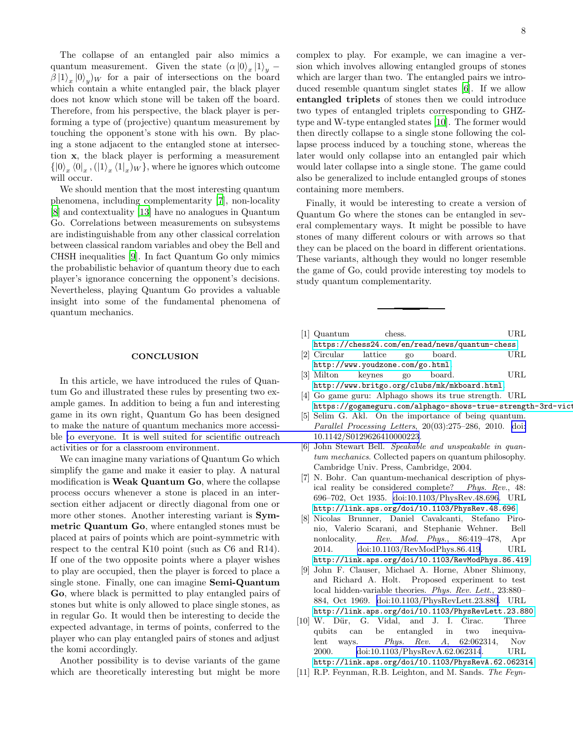The collapse of an entangled pair also mimics a quantum measurement. Given the state $(\alpha |0\rangle_x |1\rangle_y - \beta |1\rangle_x |0\rangle_y)_W$ for a pair of intersections on the board which contain a white entangled pair, the black player does not know which stone will be taken off the board. Therefore, from his perspective, the black player is performing a type of (projective) quantum measurement by touching the opponent's stone with his own. By placing a stone adjacent to the entangled stone at intersection **x**, the black player is performing a measurement $\{|0\rangle_x \langle 0|_x, (|1\rangle_x \langle 1|_x)_W\}$, where he ignores which outcome will occur.

We should mention that the most interesting quantum phenomena, including complementarity [7], non-locality [8] and contextuality [13] have no analogues in Quantum Go. Correlations between measurements on subsystems are indistinguishable from any other classical correlation between classical random variables and obey the Bell and CHSH inequalities [9]. In fact Quantum Go only mimics the probabilistic behavior of quantum theory due to each player's ignorance concerning the opponent's decisions. Nevertheless, playing Quantum Go provides a valuable insight into some of the fundamental phenomena of quantum mechanics.

## CONCLUSION

In this article, we have introduced the rules of Quantum Go and illustrated these rules by presenting two example games. In addition to being a fun and interesting game in its own right, Quantum Go has been designed to make the nature of quantum mechanics more accessible to everyone. It is well suited for scientific outreach activities or for a classroom environment.

We can imagine many variations of Quantum Go which simplify the game and make it easier to play. A natural modification is **Weak Quantum Go**, where the collapse process occurs whenever a stone is placed in an intersection either adjacent or directly diagonal from one or more other stones. Another interesting variant is **Symmetric Quantum Go**, where entangled stones must be placed at pairs of points which are point-symmetric with respect to the central K10 point (such as C6 and R14). If one of the two opposite points where a player wishes to play are occupied, then the player is forced to place a single stone. Finally, one can imagine **Semi-Quantum Go**, where black is permitted to play entangled pairs of stones but white is only allowed to place single stones, as in regular Go. It would then be interesting to decide the expected advantage, in terms of points, conferred to the player who can play entangled pairs of stones and adjust the komi accordingly.

Another possibility is to devise variants of the game which are theoretically interesting but might be more complex to play. For example, we can imagine a version which involves allowing entangled groups of stones which are larger than two. The entangled pairs we introduced resemble quantum singlet states [6]. If we allow **entangled triplets** of stones then we could introduce two types of entangled triplets corresponding to GHZ-type and W-type entangled states [10]. The former would then directly collapse to a single stone following the collapse process induced by a touching stone, whereas the later would only collapse into an entangled pair which would later collapse into a single stone. The game could also be generalized to include entangled groups of stones containing more members.

Finally, it would be interesting to create a version of Quantum Go where the stones can be entangled in several complementary ways. It might be possible to have stones of many different colours or with arrows so that they can be placed on the board in different orientations. These variants, although they would no longer resemble the game of Go, could provide interesting toy models to study quantum complementarity.

---

[1] Quantum chess. URL https://chess24.com/en/read/news/quantum-chess.

[2] Circular lattice go board. URL http://www.youdzone.com/go.html.

[3] Milton keynes go board. URL http://www.britgo.org/clubs/mk/mkboard.html.

[4] Go game guru: Alphago shows its true strength. URL https://gogameguru.com/alphago-shows-true-strength-3rd-vict

[5] Selim G. Akl. On the importance of being quantum. *Parallel Processing Letters*, 20(03):275–286, 2010. doi:10.1142/S0129626410000223.

[6] John Stewart Bell. *Speakable and unspeakable in quantum mechanics*. Collected papers on quantum philosophy. Cambridge Univ. Press, Cambridge, 2004.

[7] N. Bohr. Can quantum-mechanical description of physical reality be considered complete? *Phys. Rev.*, 48: 696–702, Oct 1935. doi:10.1103/PhysRev.48.696. URL http://link.aps.org/doi/10.1103/PhysRev.48.696.

[8] Nicolas Brunner, Daniel Cavalcanti, Stefano Pironio, Valerio Scarani, and Stephanie Wehner. Bell nonlocality. *Rev. Mod. Phys.*, 86:419–478, Apr 2014. doi:10.1103/RevModPhys.86.419. URL http://link.aps.org/doi/10.1103/RevModPhys.86.419.

[9] John F. Clauser, Michael A. Horne, Abner Shimony, and Richard A. Holt. Proposed experiment to test local hidden-variable theories. *Phys. Rev. Lett.*, 23:880–884, Oct 1969. doi:10.1103/PhysRevLett.23.880. URL http://link.aps.org/doi/10.1103/PhysRevLett.23.880.

[10] W. Dür, G. Vidal, and J. I. Cirac. Three qubits can be entangled in two inequivalent ways. *Phys. Rev. A*, 62:062314, Nov 2000. doi:10.1103/PhysRevA.62.062314. URL http://link.aps.org/doi/10.1103/PhysRevA.62.062314.

[11] R.P. Feynman, R.B. Leighton, and M. Sands. *The Feyn-*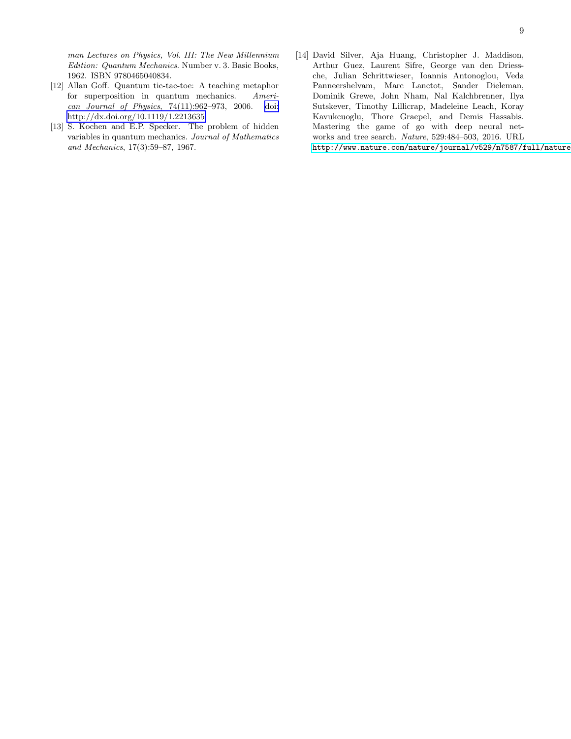*man Lectures on Physics, Vol. III: The New Millennium Edition: Quantum Mechanics*. Number v. 3. Basic Books, 1962. ISBN 9780465040834.

[12] Allan Goff. Quantum tic-tac-toe: A teaching metaphor for superposition in quantum mechanics. *American Journal of Physics*, 74(11):962–973, 2006. doi: http://dx.doi.org/10.1119/1.2213635.

[13] S. Kochen and E.P. Specker. The problem of hidden variables in quantum mechanics. *Journal of Mathematics and Mechanics*, 17(3):59–87, 1967.

[14] David Silver, Aja Huang, Christopher J. Maddison, Arthur Guez, Laurent Sifre, George van den Driessche, Julian Schrittwieser, Ioannis Antonoglou, Veda Panneershelvam, Marc Lanctot, Sander Dieleman, Dominik Grewe, John Nham, Nal Kalchbrenner, Ilya Sutskever, Timothy Lillicrap, Madeleine Leach, Koray Kavukcuoglu, Thore Graepel, and Demis Hassabis. Mastering the game of go with deep neural networks and tree search. *Nature*, 529:484–503, 2016. URL http://www.nature.com/nature/journal/v529/n7587/full/nature